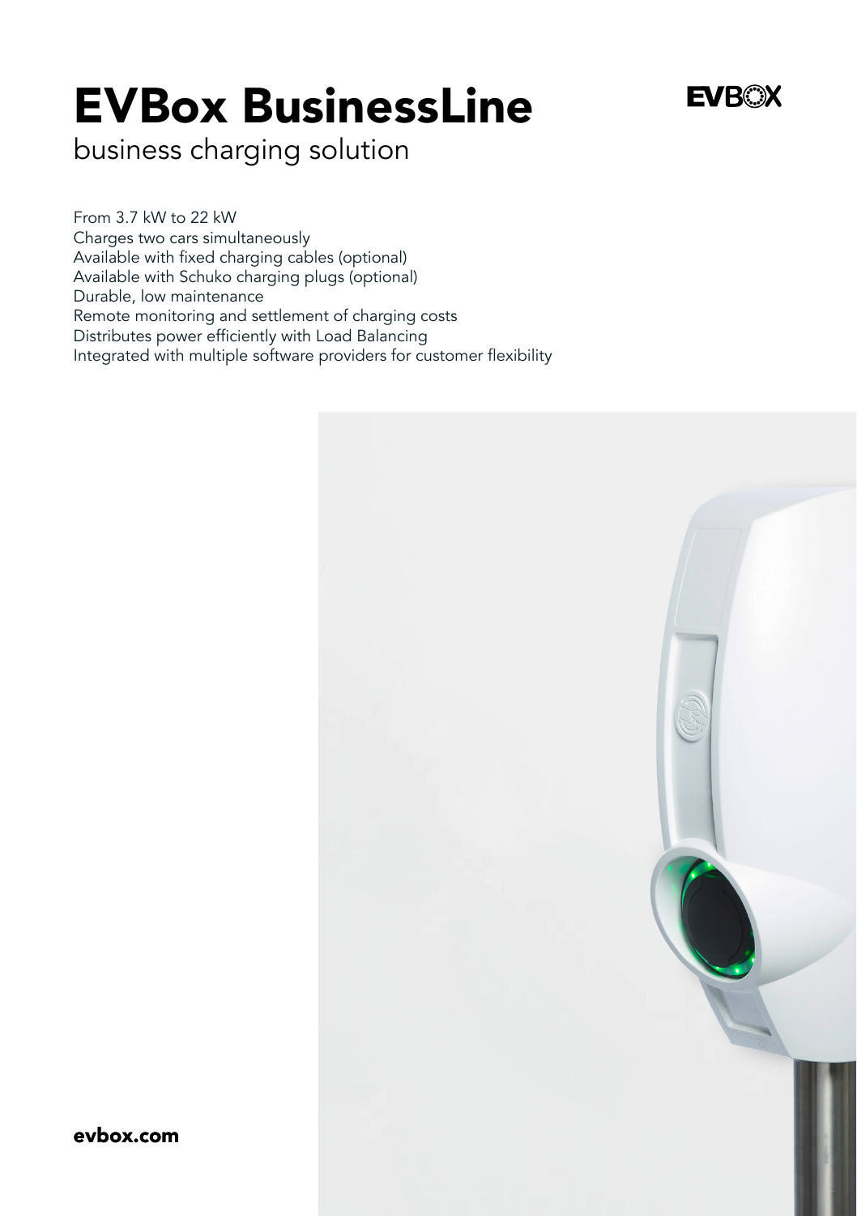# EVBox BusinessLine

business charging solution

From 3.7 kW to 22 kW
Charges two cars simultaneously
Available with fixed charging cables (optional)
Available with Schuko charging plugs (optional)
Durable, low maintenance
Remote monitoring and settlement of charging costs
Distributes power efficiently with Load Balancing
Integrated with multiple software providers for customer flexibility

**evbox.com**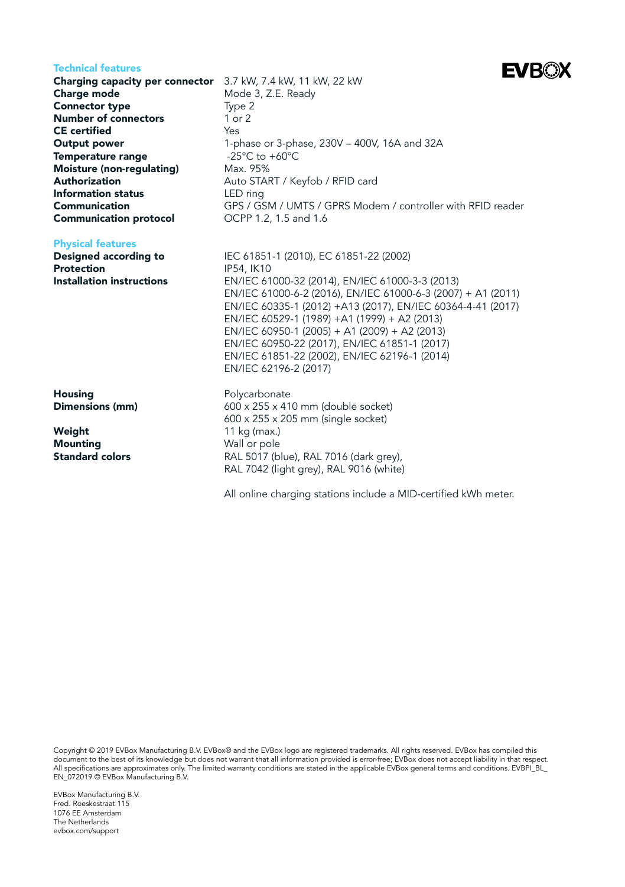### Technical features

| | |
|---|---|
| **Charging capacity per connector** | 3.7 kW, 7.4 kW, 11 kW, 22 kW |
| **Charge mode** | Mode 3, Z.E. Ready |
| **Connector type** | Type 2 |
| **Number of connectors** | 1 or 2 |
| **CE certified** | Yes |
| **Output power** | 1-phase or 3-phase, 230V – 400V, 16A and 32A |
| **Temperature range** | -25°C to +60°C |
| **Moisture (non-regulating)** | Max. 95% |
| **Authorization** | Auto START / Keyfob / RFID card |
| **Information status** | LED ring |
| **Communication** | GPS / GSM / UMTS / GPRS Modem / controller with RFID reader |
| **Communication protocol** | OCPP 1.2, 1.5 and 1.6 |

### Physical features

| | |
|---|---|
| **Designed according to** | IEC 61851-1 (2010), EC 61851-22 (2002) |
| **Protection** | IP54, IK10 |
| **Installation instructions** | EN/IEC 61000-32 (2014), EN/IEC 61000-3-3 (2013)<br>EN/IEC 61000-6-2 (2016), EN/IEC 61000-6-3 (2007) + A1 (2011)<br>EN/IEC 60335-1 (2012) +A13 (2017), EN/IEC 60364-4-41 (2017)<br>EN/IEC 60529-1 (1989) +A1 (1999) + A2 (2013)<br>EN/IEC 60950-1 (2005) + A1 (2009) + A2 (2013)<br>EN/IEC 60950-22 (2017), EN/IEC 61851-1 (2017)<br>EN/IEC 61851-22 (2002), EN/IEC 62196-1 (2014)<br>EN/IEC 62196-2 (2017) |
| **Housing** | Polycarbonate |
| **Dimensions (mm)** | 600 x 255 x 410 mm (double socket)<br>600 x 255 x 205 mm (single socket) |
| **Weight** | 11 kg (max.) |
| **Mounting** | Wall or pole |
| **Standard colors** | RAL 5017 (blue), RAL 7016 (dark grey),<br>RAL 7042 (light grey), RAL 9016 (white) |

All online charging stations include a MID-certified kWh meter.

Copyright © 2019 EVBox Manufacturing B.V. EVBox® and the EVBox logo are registered trademarks. All rights reserved. EVBox has compiled this document to the best of its knowledge but does not warrant that all information provided is error-free; EVBox does not accept liability in that respect. All specifications are approximates only. The limited warranty conditions are stated in the applicable EVBox general terms and conditions. EVBPI_BL_EN_072019 © EVBox Manufacturing B.V.

EVBox Manufacturing B.V.
Fred. Roeskestraat 115
1076 EE Amsterdam
The Netherlands
evbox.com/support